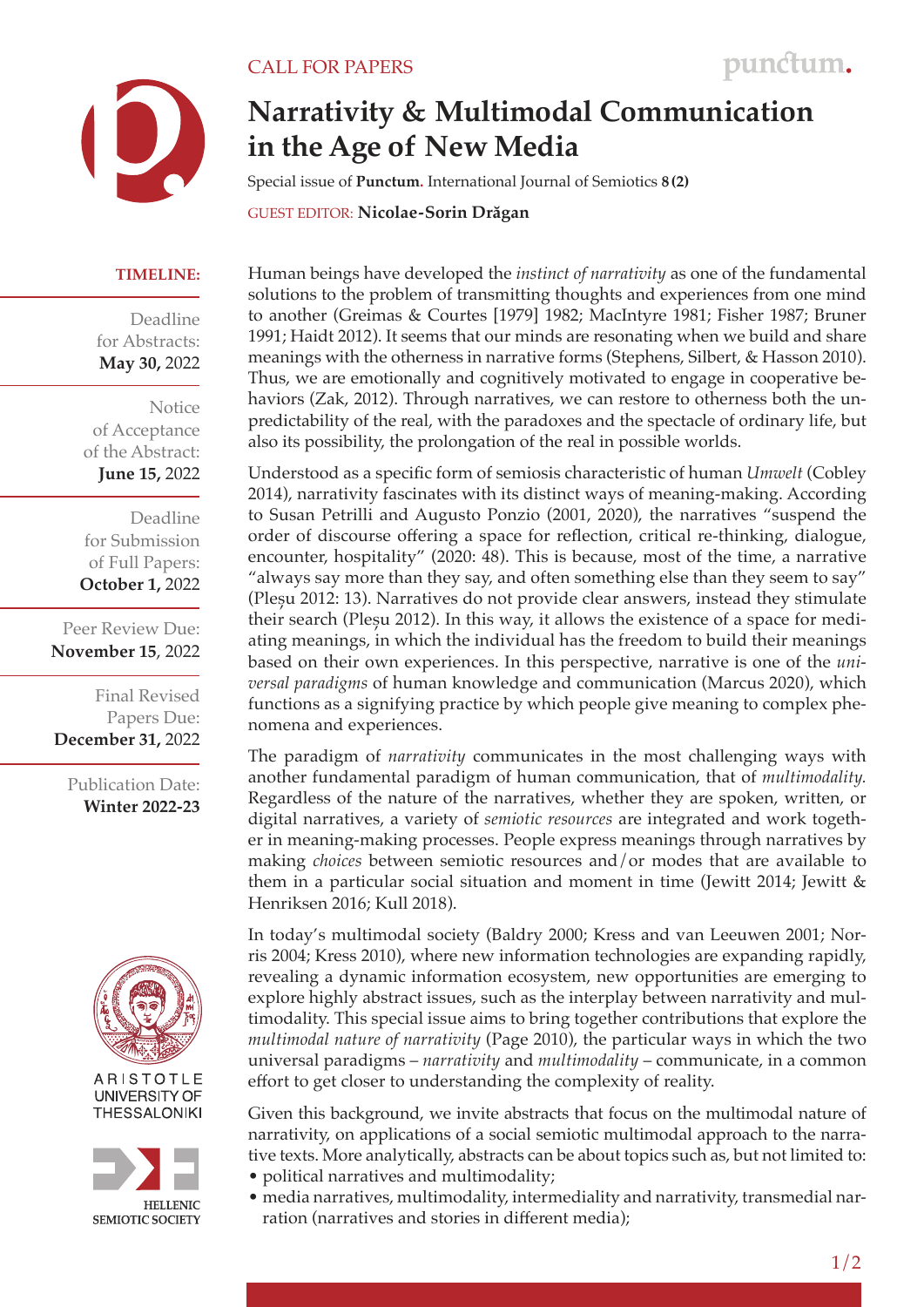CALL FOR PAPERS

# Narrativity & Multimodal Communication in the Age of New Media

Special issue of **Punctum.** International Journal of Semiotics **8 (2)**

GUEST EDITOR: **Nicolae-Sorin Drăgan**

**TIMELINE:**

Deadline for Abstracts: **May 30,** 2022

Notice of Acceptance of the Abstract: **June 15,** 2022

Deadline for Submission of Full Papers: **October 1,** 2022

Peer Review Due: **November 15**, 2022

Final Revised Papers Due: **December 31,** 2022

Publication Date: **Winter 2022-23**

Human beings have developed the *instinct of narrativity* as one of the fundamental solutions to the problem of transmitting thoughts and experiences from one mind to another (Greimas & Courtes [1979] 1982; MacIntyre 1981; Fisher 1987; Bruner 1991; Haidt 2012). It seems that our minds are resonating when we build and share meanings with the otherness in narrative forms (Stephens, Silbert, & Hasson 2010). Thus, we are emotionally and cognitively motivated to engage in cooperative behaviors (Zak, 2012). Through narratives, we can restore to otherness both the unpredictability of the real, with the paradoxes and the spectacle of ordinary life, but also its possibility, the prolongation of the real in possible worlds.

Understood as a specific form of semiosis characteristic of human *Umwelt* (Cobley 2014), narrativity fascinates with its distinct ways of meaning-making. According to Susan Petrilli and Augusto Ponzio (2001, 2020), the narratives "suspend the order of discourse offering a space for reflection, critical re-thinking, dialogue, encounter, hospitality" (2020: 48). This is because, most of the time, a narrative "always say more than they say, and often something else than they seem to say" (Pleșu 2012: 13). Narratives do not provide clear answers, instead they stimulate their search (Pleșu 2012). In this way, it allows the existence of a space for mediating meanings, in which the individual has the freedom to build their meanings based on their own experiences. In this perspective, narrative is one of the *universal paradigms* of human knowledge and communication (Marcus 2020), which functions as a signifying practice by which people give meaning to complex phenomena and experiences.

The paradigm of *narrativity* communicates in the most challenging ways with another fundamental paradigm of human communication, that of *multimodality.* Regardless of the nature of the narratives, whether they are spoken, written, or digital narratives, a variety of *semiotic resources* are integrated and work together in meaning-making processes. People express meanings through narratives by making *choices* between semiotic resources and/or modes that are available to them in a particular social situation and moment in time (Jewitt 2014; Jewitt & Henriksen 2016; Kull 2018).

In today's multimodal society (Baldry 2000; Kress and van Leeuwen 2001; Norris 2004; Kress 2010), where new information technologies are expanding rapidly, revealing a dynamic information ecosystem, new opportunities are emerging to explore highly abstract issues, such as the interplay between narrativity and multimodality. This special issue aims to bring together contributions that explore the *multimodal nature of narrativity* (Page 2010), the particular ways in which the two universal paradigms – *narrativity* and *multimodality* – communicate, in a common effort to get closer to understanding the complexity of reality.

Given this background, we invite abstracts that focus on the multimodal nature of narrativity, on applications of a social semiotic multimodal approach to the narrative texts. More analytically, abstracts can be about topics such as, but not limited to:

- political narratives and multimodality;
- media narratives, multimodality, intermediality and narrativity, transmedial narration (narratives and stories in different media);

ARISTOTLE UNIVERSITY OF THESSALONIKI

HELLENIC SEMIOTIC SOCIETY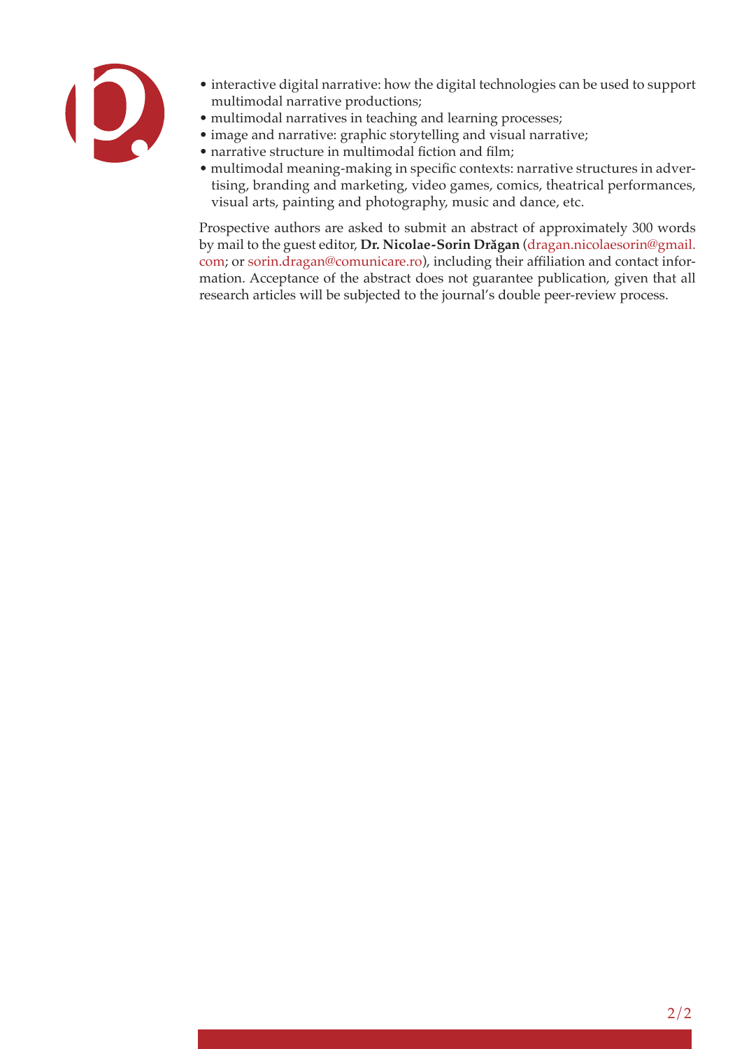- interactive digital narrative: how the digital technologies can be used to support multimodal narrative productions;
- multimodal narratives in teaching and learning processes;
- image and narrative: graphic storytelling and visual narrative;
- narrative structure in multimodal fiction and film;
- multimodal meaning-making in specific contexts: narrative structures in advertising, branding and marketing, video games, comics, theatrical performances, visual arts, painting and photography, music and dance, etc.

Prospective authors are asked to submit an abstract of approximately 300 words by mail to the guest editor, **Dr. Nicolae-Sorin Drăgan** (dragan.nicolaesorin@gmail.com; or sorin.dragan@comunicare.ro), including their affiliation and contact information. Acceptance of the abstract does not guarantee publication, given that all research articles will be subjected to the journal's double peer-review process.